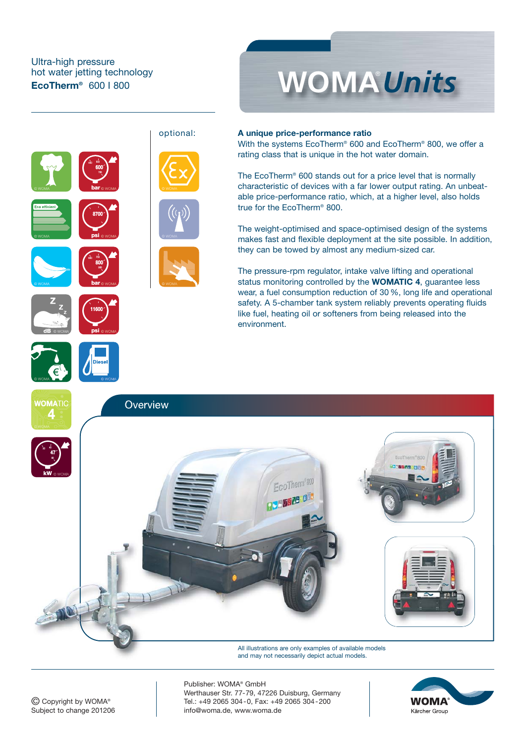Ultra-high pressure
hot water jetting technology
**EcoTherm® 600 I 800**

# WOMA® *Units*

optional:

## A unique price-performance ratio

With the systems EcoTherm® 600 and EcoTherm® 800, we offer a rating class that is unique in the hot water domain.

The EcoTherm® 600 stands out for a price level that is normally characteristic of devices with a far lower output rating. An unbeatable price-performance ratio, which, at a higher level, also holds true for the EcoTherm® 800.

The weight-optimised and space-optimised design of the systems makes fast and flexible deployment at the site possible. In addition, they can be towed by almost any medium-sized car.

The pressure-rpm regulator, intake valve lifting and operational status monitoring controlled by the **WOMATIC 4**, guarantee less wear, a fuel consumption reduction of 30 %, long life and operational safety. A 5-chamber tank system reliably prevents operating fluids like fuel, heating oil or softeners from being released into the environment.

## Overview

All illustrations are only examples of available models and may not necessarily depict actual models.

© Copyright by WOMA®
Subject to change 201206

Publisher: WOMA® GmbH
Werthauser Str. 77-79, 47226 Duisburg, Germany
Tel.: +49 2065 304-0, Fax: +49 2065 304-200
info@woma.de, www.woma.de

WOMA® Kärcher Group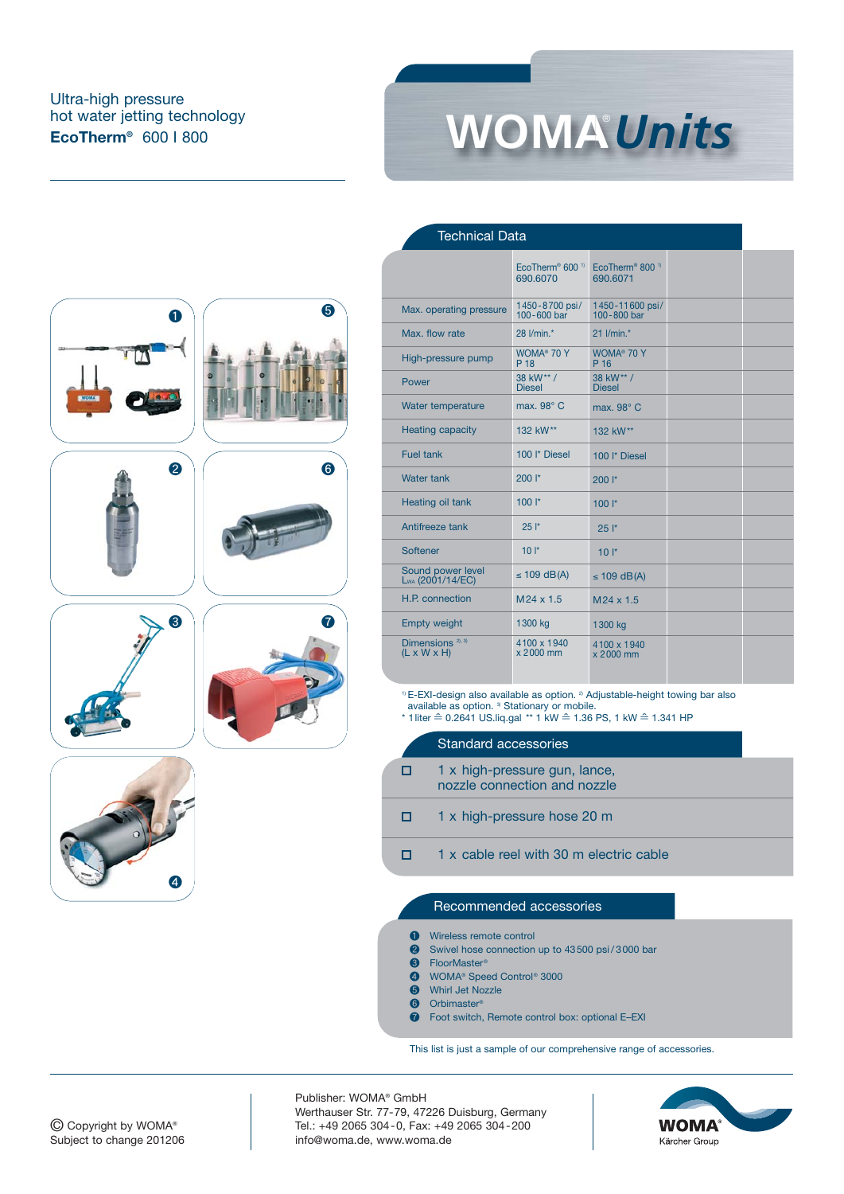Ultra-high pressure
hot water jetting technology
**EcoTherm®** 600 I 800

# WOMA® *Units*

## Technical Data

| | EcoTherm® 600 [1] 690.6070 | EcoTherm® 800 [1] 690.6071 |
|---|---|---|
| Max. operating pressure | 1450-8700 psi/ 100-600 bar | 1450-11600 psi/ 100-800 bar |
| Max. flow rate | 28 l/min.* | 21 l/min.* |
| High-pressure pump | WOMA® 70 Y P 18 | WOMA® 70 Y P 16 |
| Power | 38 kW** / Diesel | 38 kW** / Diesel |
| Water temperature | max. 98° C | max. 98° C |
| Heating capacity | 132 kW** | 132 kW** |
| Fuel tank | 100 l* Diesel | 100 l* Diesel |
| Water tank | 200 l* | 200 l* |
| Heating oil tank | 100 l* | 100 l* |
| Antifreeze tank | 25 l* | 25 l* |
| Softener | 10 l* | 10 l* |
| Sound power level $L_{WA}$ (2001/14/EC) | ≤ 109 dB(A) | ≤ 109 dB(A) |
| H.P. connection | M24 x 1.5 | M24 x 1.5 |
| Empty weight | 1300 kg | 1300 kg |
| Dimensions [2, 3] (L x W x H) | 4100 x 1940 x 2000 mm | 4100 x 1940 x 2000 mm |

[1] E-EXI-design also available as option. [2] Adjustable-height towing bar also available as option. [3] Stationary or mobile.
* 1 liter ≙ 0.2641 US.liq.gal ** 1 kW ≙ 1.36 PS, 1 kW ≙ 1.341 HP

## Standard accessories

- 1 x high-pressure gun, lance, nozzle connection and nozzle
- 1 x high-pressure hose 20 m
- 1 x cable reel with 30 m electric cable

## Recommended accessories

1. Wireless remote control
2. Swivel hose connection up to 43500 psi/3000 bar
3. FloorMaster®
4. WOMA® Speed Control® 3000
5. Whirl Jet Nozzle
6. Orbimaster®
7. Foot switch, Remote control box: optional E–EXI

This list is just a sample of our comprehensive range of accessories.

© Copyright by WOMA®
Subject to change 201206

Publisher: WOMA® GmbH
Werthauser Str. 77-79, 47226 Duisburg, Germany
Tel.: +49 2065 304-0, Fax: +49 2065 304-200
info@woma.de, www.woma.de

WOMA® Kärcher Group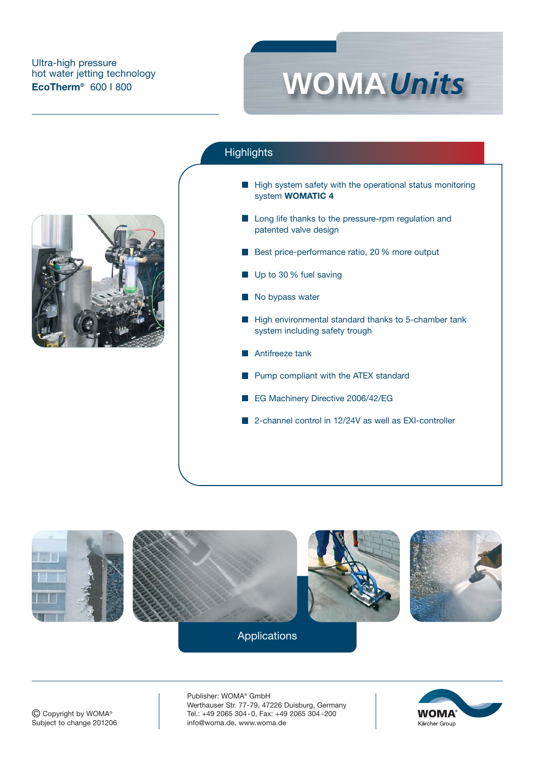Ultra-high pressure
hot water jetting technology
**EcoTherm®** 600 I 800

# WOMA® *Units*

## Highlights

- High system safety with the operational status monitoring system **WOMATIC 4**
- Long life thanks to the pressure-rpm regulation and patented valve design
- Best price-performance ratio, 20 % more output
- Up to 30 % fuel saving
- No bypass water
- High environmental standard thanks to 5-chamber tank system including safety trough
- Antifreeze tank
- Pump compliant with the ATEX standard
- EG Machinery Directive 2006/42/EG
- 2-channel control in 12/24V as well as EXI-controller

## Applications

© Copyright by WOMA®
Subject to change 201206

Publisher: WOMA® GmbH
Werthauser Str. 77-79, 47226 Duisburg, Germany
Tel.: +49 2065 304-0, Fax: +49 2065 304-200
info@woma.de, www.woma.de

WOMA®
Kärcher Group